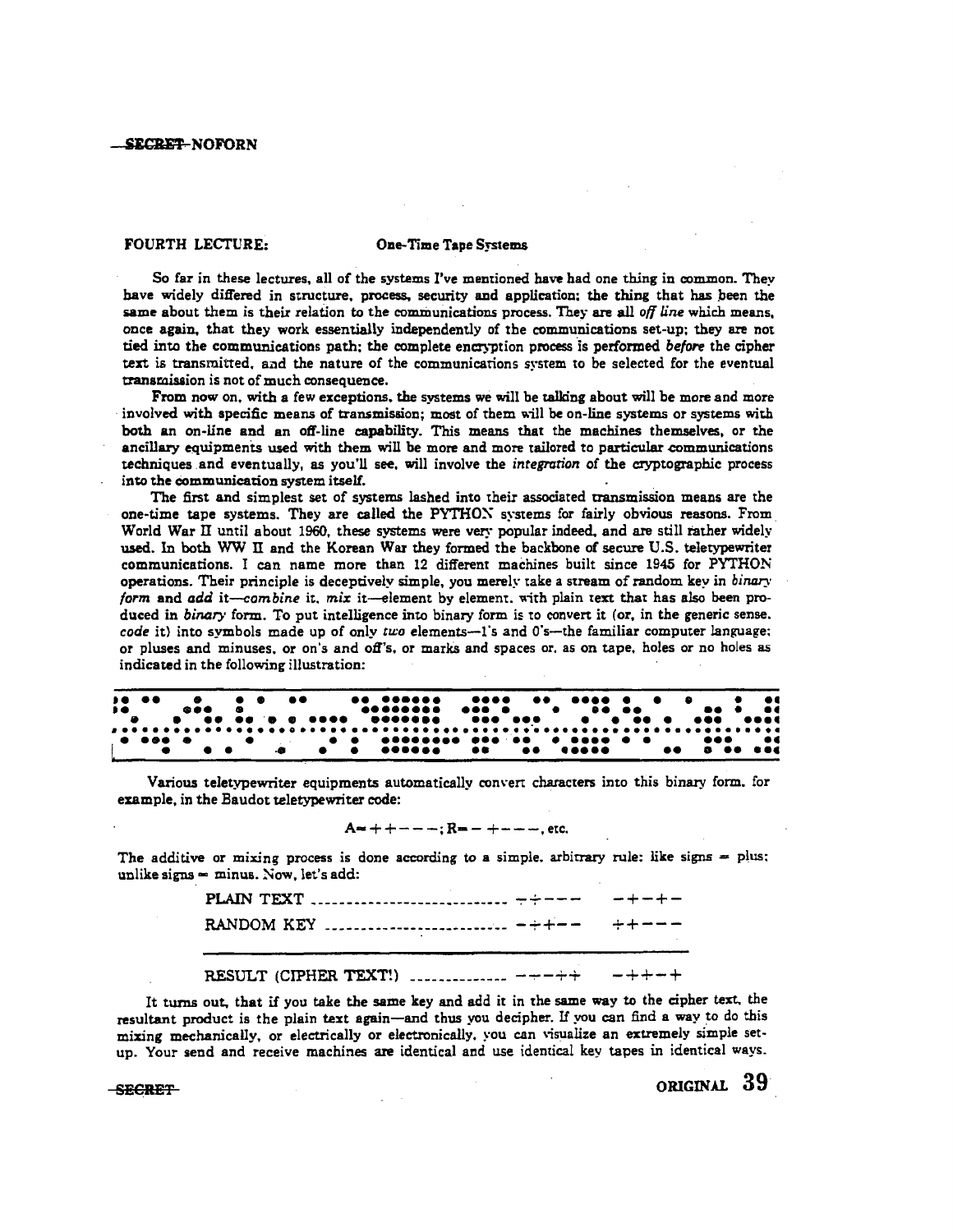~~SECRET~~ NOFORN

## FOURTH LECTURE: One-Time Tape Systems

So far in these lectures, all of the systems I've mentioned have had one thing in common. They have widely differed in structure, process, security and application; the thing that has been the same about them is their relation to the communications process. They are all *off line* which means, once again, that they work essentially independently of the communications set-up; they are not tied into the communications path; the complete encryption process is performed *before* the cipher text is transmitted, and the nature of the communications system to be selected for the eventual transmission is not of much consequence.

From now on, with a few exceptions, the systems we will be talking about will be more and more involved with specific means of transmission; most of them will be on-line systems or systems with both an on-line and an off-line capability. This means that the machines themselves, or the ancillary equipments used with them will be more and more tailored to particular communications techniques and eventually, as you'll see, will involve the *integration* of the cryptographic process into the communication system itself.

The first and simplest set of systems lashed into their associated transmission means are the one-time tape systems. They are called the PYTHON systems for fairly obvious reasons. From World War II until about 1960, these systems were very popular indeed, and are still rather widely used. In both WW II and the Korean War they formed the backbone of secure U.S. teletypewriter communications. I can name more than 12 different machines built since 1945 for PYTHON operations. Their principle is deceptively simple, you merely take a stream of random key in *binary form* and *add* it—*combine* it, *mix* it—element by element, with plain text that has also been produced in *binary* form. To put intelligence into binary form is to convert it (or, in the generic sense, *code* it) into symbols made up of only *two* elements—1's and 0's—the familiar computer language; or pluses and minuses, or on's and off's, or marks and spaces or, as on tape, holes or no holes as indicated in the following illustration:

Various teletypewriter equipments automatically convert characters into this binary form, for example, in the Baudot teletypewriter code:

A = + + − − −; R = − + − − −, etc.

The additive or mixing process is done according to a simple, arbitrary rule: like signs = plus; unlike signs = minus. Now, let's add:

| | | |
|---|---|---|
| PLAIN TEXT | − + − − − | − + − + − |
| RANDOM KEY | − + + − − | + + − − − |
| RESULT (CIPHER TEXT!) | + + − + + | − + + − + |

It turns out, that if you take the same key and add it in the same way to the cipher text, the resultant product is the plain text again—and thus you decipher. If you can find a way to do this mixing mechanically, or electrically or electronically, you can visualize an extremely simple set-up. Your send and receive machines are identical and use identical key tapes in identical ways.

~~SECRET~~ ORIGINAL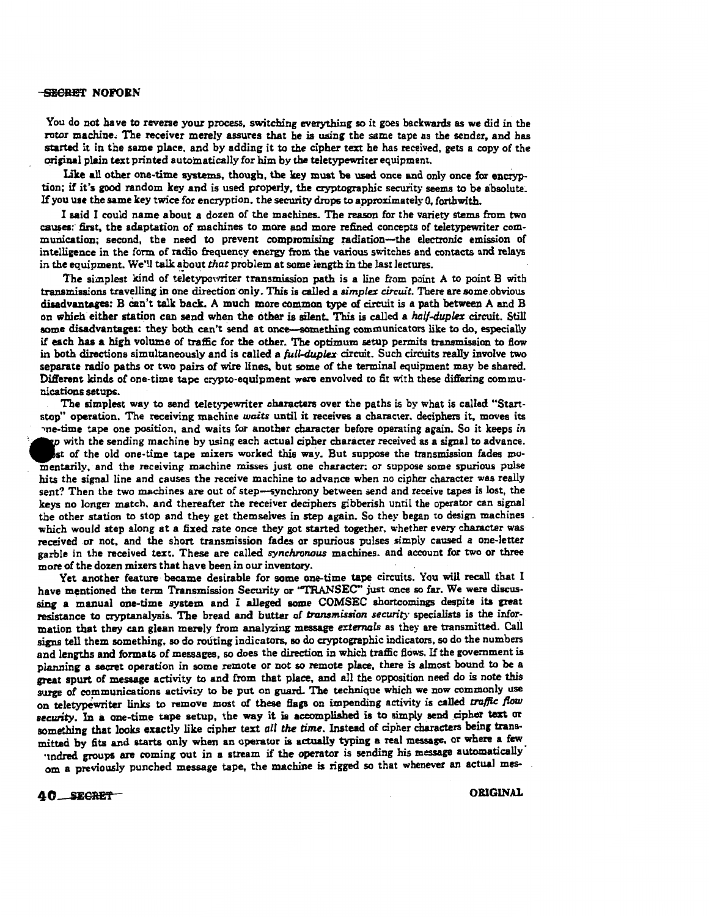You do not have to reverse your process, switching everything so it goes backwards as we did in the rotor machine. The receiver merely assures that he is using the same tape as the sender, and has started it in the same place, and by adding it to the cipher text he has received, gets a copy of the original plain text printed automatically for him by the teletypewriter equipment.

Like all other one-time systems, though, the key must be used once and only once for encryption; if it's good random key and is used properly, the cryptographic security seems to be absolute. If you use the same key twice for encryption, the security drops to approximately 0, forthwith.

I said I could name about a dozen of the machines. The reason for the variety stems from two causes: first, the adaptation of machines to more and more refined concepts of teletypewriter communication; second, the need to prevent compromising radiation—the electronic emission of intelligence in the form of radio frequency energy from the various switches and contacts and relays in the equipment. We'll talk about *that* problem at some length in the last lectures.

The simplest kind of teletypewriter transmission path is a line from point A to point B with transmissions travelling in one direction only. This is called a *simplex circuit*. There are some obvious disadvantages: B can't talk back. A much more common type of circuit is a path between A and B on which either station can send when the other is silent. This is called a *half-duplex* circuit. Still some disadvantages: they both can't send at once—something communicators like to do, especially if each has a high volume of traffic for the other. The optimum setup permits transmission to flow in both directions simultaneously and is called a *full-duplex* circuit. Such circuits really involve two separate radio paths or two pairs of wire lines, but some of the terminal equipment may be shared. Different kinds of one-time tape crypto-equipment were envolved to fit with these differing communications setups.

The simplest way to send teletypewriter characters over the paths is by what is called "Start-stop" operation. The receiving machine *waits* until it receives a character, deciphers it, moves its one-time tape one position, and waits for another character before operating again. So it keeps *in step* with the sending machine by using each actual cipher character received as a signal to advance. Most of the old one-time tape mixers worked this way. But suppose the transmission fades momentarily, and the receiving machine misses just one character; or suppose some spurious pulse hits the signal line and causes the receive machine to advance when no cipher character was really sent? Then the two machines are out of step—synchrony between send and receive tapes is lost, the keys no longer match, and thereafter the receiver deciphers gibberish until the operator can signal the other station to stop and they get themselves in step again. So they began to design machines which would step along at a fixed rate once they got started together, whether every character was received or not, and the short transmission fades or spurious pulses simply caused a one-letter garble in the received text. These are called *synchronous* machines, and account for two or three more of the dozen mixers that have been in our inventory.

Yet another feature became desirable for some one-time tape circuits. You will recall that I have mentioned the term Transmission Security or "TRANSEC" just once so far. We were discussing a manual one-time system and I alleged some COMSEC shortcomings despite its great resistance to cryptanalysis. The bread and butter of *transmission security* specialists is the information that they can glean merely from analyzing message *externals* as they are transmitted. Call signs tell them something, so do routing indicators, so do cryptographic indicators, so do the numbers and lengths and formats of messages, so does the direction in which traffic flows. If the government is planning a secret operation in some remote or not so remote place, there is almost bound to be a great spurt of message activity to and from that place, and all the opposition need do is note this surge of communications activity to be put on guard. The technique which we now commonly use on teletypewriter links to remove most of these flags on impending activity is called *traffic flow security*. In a one-time tape setup, the way it is accomplished is to simply send cipher text or something that looks exactly like cipher text *all the time*. Instead of cipher characters being transmitted by fits and starts only when an operator is actually typing a real message, or where a few hundred groups are coming out in a stream if the operator is sending his message automatically from a previously punched message tape, the machine is rigged so that whenever an actual mes-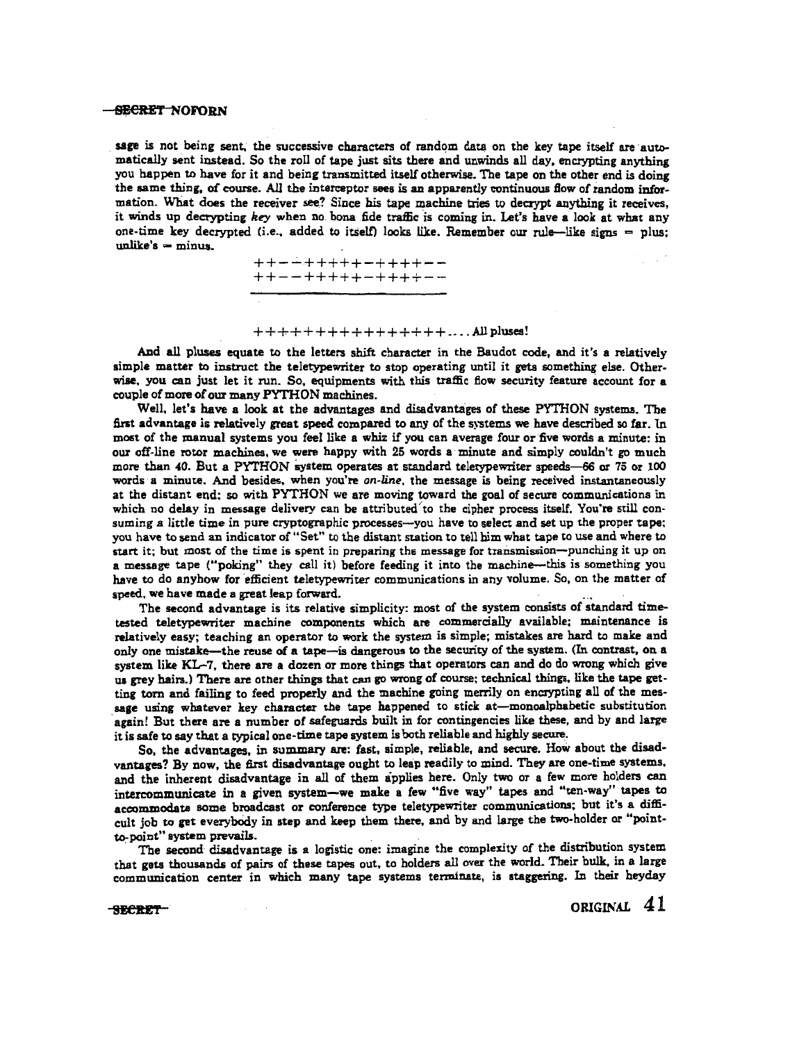sage is not being sent, the successive characters of random data on the key tape itself are automatically sent instead. So the roll of tape just sits there and unwinds all day, encrypting anything you happen to have for it and being transmitted itself otherwise. The tape on the other end is doing the same thing, of course. All the interceptor sees is an apparently continuous flow of random information. What does the receiver see? Since his tape machine tries to decrypt anything it receives, it winds up decrypting *key* when no bona fide traffic is coming in. Let's have a look at what any one-time key decrypted (i.e., added to itself) looks like. Remember our rule—like signs = plus; unlike's = minus.

```
++--+++++-++++--
++--+++++-++++--
________________

++++++++++++++++.... All pluses!
```

And all pluses equate to the letters shift character in the Baudot code, and it's a relatively simple matter to instruct the teletypewriter to stop operating until it gets something else. Otherwise, you can just let it run. So, equipments with this traffic flow security feature account for a couple of more of our many PYTHON machines.

Well, let's have a look at the advantages and disadvantages of these PYTHON systems. The first advantage is relatively great speed compared to any of the systems we have described so far. In most of the manual systems you feel like a whiz if you can average four or five words a minute: in our off-line rotor machines, we were happy with 25 words a minute and simply couldn't go much more than 40. But a PYTHON system operates at standard teletypewriter speeds—66 or 75 or 100 words a minute. And besides, when you're *on-line*, the message is being received instantaneously at the distant end; so with PYTHON we are moving toward the goal of secure communications in which no delay in message delivery can be attributed to the cipher process itself. You're still consuming a little time in pure cryptographic processes—you have to select and set up the proper tape; you have to send an indicator of "Set" to the distant station to tell him what tape to use and where to start it; but most of the time is spent in preparing the message for transmission—punching it up on a message tape ("poking" they call it) before feeding it into the machine—this is something you have to do anyhow for efficient teletypewriter communications in any volume. So, on the matter of speed, we have made a great leap forward.

The second advantage is its relative simplicity: most of the system consists of standard time-tested teletypewriter machine components which are commercially available; maintenance is relatively easy; teaching an operator to work the system is simple; mistakes are hard to make and only one mistake—the reuse of a tape—is dangerous to the security of the system. (In contrast, on a system like KL-7, there are a dozen or more things that operators can and do do wrong which give us grey hairs.) There are other things that can go wrong of course; technical things, like the tape getting torn and failing to feed properly and the machine going merrily on encrypting all of the message using whatever key character the tape happened to stick at—monoalphabetic substitution again! But there are a number of safeguards built in for contingencies like these, and by and large it is safe to say that a typical one-time tape system is both reliable and highly secure.

So, the advantages, in summary are: fast, simple, reliable, and secure. How about the disadvantages? By now, the first disadvantage ought to leap readily to mind. They are one-time systems, and the inherent disadvantage in all of them applies here. Only two or a few more holders can intercommunicate in a given system—we make a few "five way" tapes and "ten-way" tapes to accommodate some broadcast or conference type teletypewriter communications; but it's a difficult job to get everybody in step and keep them there, and by and large the two-holder or "point-to-point" system prevails.

The second disadvantage is a logistic one: imagine the complexity of the distribution system that gets thousands of pairs of these tapes out, to holders all over the world. Their bulk, in a large communication center in which many tape systems terminate, is staggering. In their heyday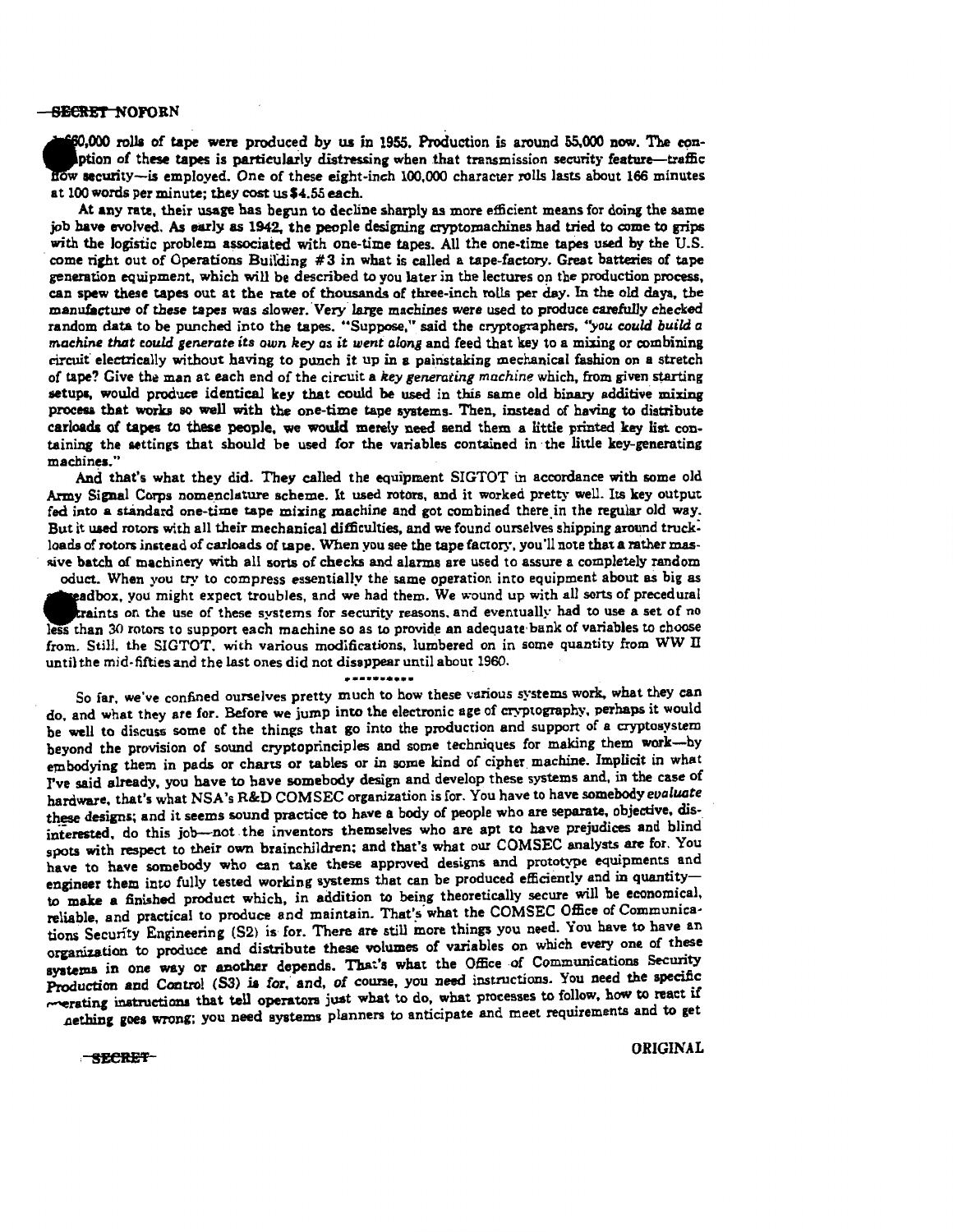●60,000 rolls of tape were produced by us in 1955. Production is around 55,000 now. The con●ption of these tapes is particularly distressing when that transmission security feature—traffic flow security—is employed. One of these eight-inch 100,000 character rolls lasts about 166 minutes at 100 words per minute; they cost us $4.55 each.

At any rate, their usage has begun to decline sharply as more efficient means for doing the same job have evolved. As early as 1942, the people designing cryptomachines had tried to come to grips with the logistic problem associated with one-time tapes. All the one-time tapes used by the U.S. come right out of Operations Building #3 in what is called a tape-factory. Great batteries of tape generation equipment, which will be described to you later in the lectures on the production process, can spew these tapes out at the rate of thousands of three-inch rolls per day. In the old days, the manufacture of these tapes was slower. Very large machines were used to produce carefully checked random data to be punched into the tapes. "Suppose," said the cryptographers, *"you could build a machine that could generate its own key as it went along* and feed that key to a mixing or combining circuit electrically without having to punch it up in a painstaking mechanical fashion on a stretch of tape? Give the man at each end of the circuit a *key generating machine* which, from given starting setups, would produce identical key that could be used in this same old binary additive mixing process that works so well with the one-time tape systems. Then, instead of having to distribute carloads of tapes to these people, we would merely need send them a little printed key list containing the settings that should be used for the variables contained in the little key-generating machines."

And that's what they did. They called the equipment SIGTOT in accordance with some old Army Signal Corps nomenclature scheme. It used rotors, and it worked pretty well. Its key output fed into a standard one-time tape mixing machine and got combined there in the regular old way. But it used rotors with all their mechanical difficulties, and we found ourselves shipping around truckloads of rotors instead of carloads of tape. When you see the tape factory, you'll note that a rather massive batch of machinery with all sorts of checks and alarms are used to assure a completely random ●oduct. When you try to compress essentially the same operation into equipment about as big as ●●eadbox, you might expect troubles, and we had them. We wound up with all sorts of procedural ●traints on the use of these systems for security reasons, and eventually had to use a set of no less than 30 rotors to support each machine so as to provide an adequate bank of variables to choose from. Still, the SIGTOT, with various modifications, lumbered on in some quantity from WW II until the mid-fifties and the last ones did not disappear until about 1960.

\*\*\*\*\*\*\*\*\*\*

So far, we've confined ourselves pretty much to how these various systems work, what they can do, and what they are for. Before we jump into the electronic age of cryptography, perhaps it would be well to discuss some of the things that go into the production and support of a cryptosystem beyond the provision of sound cryptoprinciples and some techniques for making them work—by embodying them in pads or charts or tables or in some kind of cipher machine. Implicit in what I've said already, you have to have somebody design and develop these systems and, in the case of hardware, that's what NSA's R&D COMSEC organization is for. You have to have somebody *evaluate* these designs; and it seems sound practice to have a body of people who are separate, objective, disinterested, do this job—not the inventors themselves who are apt to have prejudices and blind spots with respect to their own brainchildren; and that's what our COMSEC analysts are for. You have to have somebody who can take these approved designs and prototype equipments and engineer them into fully tested working systems that can be produced efficiently and in quantity—to make a finished product which, in addition to being theoretically secure will be economical, reliable, and practical to produce and maintain. That's what the COMSEC Office of Communications Security Engineering (S2) is for. There are still more things you need. You have to have an organization to produce and distribute these volumes of variables on which every one of these systems in one way or another depends. That's what the Office of Communications Security Production and Control (S3) is for, and, of course, you need instructions. You need the specific operating instructions that tell operators just what to do, what processes to follow, how to react if something goes wrong; you need systems planners to anticipate and meet requirements and to get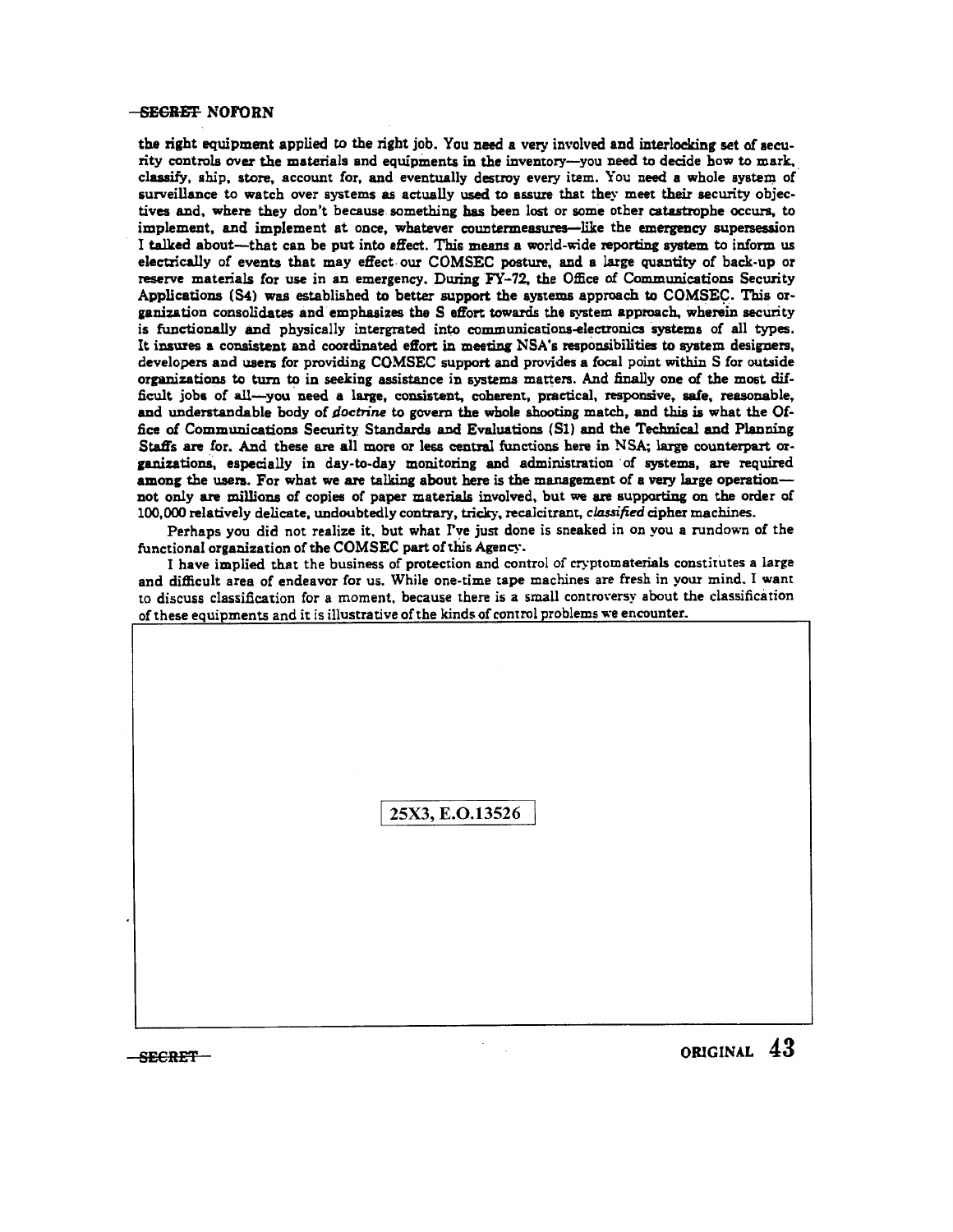the right equipment applied to the right job. You need a very involved and interlocking set of security controls over the materials and equipments in the inventory—you need to decide how to mark, classify, ship, store, account for, and eventually destroy every item. You need a whole system of surveillance to watch over systems as actually used to assure that they meet their security objectives and, where they don't because something has been lost or some other catastrophe occurs, to implement, and implement at once, whatever countermeasures—like the emergency supersession I talked about—that can be put into effect. This means a world-wide reporting system to inform us electrically of events that may effect our COMSEC posture, and a large quantity of back-up or reserve materials for use in an emergency. During FY-72, the Office of Communications Security Applications (S4) was established to better support the systems approach to COMSEC. This organization consolidates and emphasizes the S effort towards the system approach, wherein security is functionally and physically intergrated into communications-electronics systems of all types. It insures a consistent and coordinated effort in meeting NSA's responsibilities to system designers, developers and users for providing COMSEC support and provides a focal point within S for outside organizations to turn to in seeking assistance in systems matters. And finally one of the most difficult jobs of all—you need a large, consistent, coherent, practical, responsive, safe, reasonable, and understandable body of *doctrine* to govern the whole shooting match, and this is what the Office of Communications Security Standards and Evaluations (S1) and the Technical and Planning Staffs are for. And these are all more or less central functions here in NSA; large counterpart organizations, especially in day-to-day monitoring and administration of systems, are required among the users. For what we are talking about here is the management of a very large operation—not only are millions of copies of paper materials involved, but we are supporting on the order of 100,000 relatively delicate, undoubtedly contrary, tricky, recalcitrant, *classified* cipher machines.

Perhaps you did not realize it, but what I've just done is sneaked in on you a rundown of the functional organization of the COMSEC part of this Agency.

I have implied that the business of protection and control of cryptomaterials constitutes a large and difficult area of endeavor for us. While one-time tape machines are fresh in your mind, I want to discuss classification for a moment, because there is a small controversy about the classification of these equipments and it is illustrative of the kinds of control problems we encounter.

25X3, E.O.13526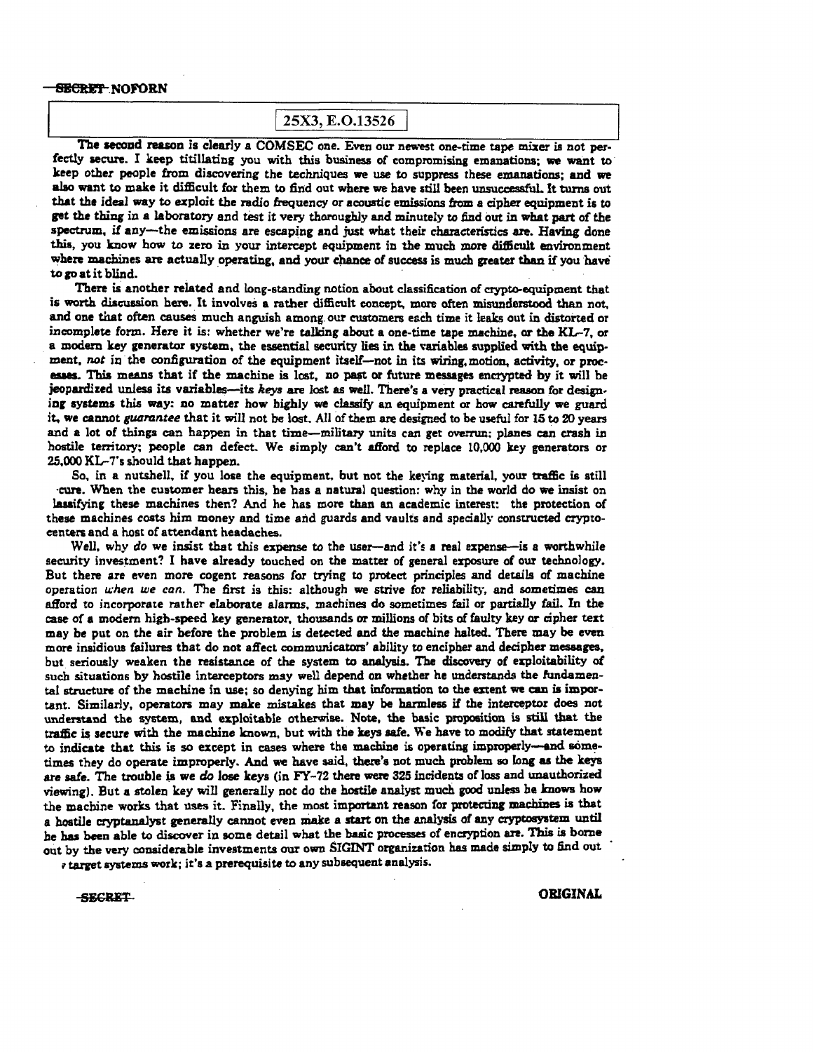SECRET NOFORN

25X3, E.O.13526

The second reason is clearly a COMSEC one. Even our newest one-time tape mixer is not perfectly secure. I keep titillating you with this business of compromising emanations; we want to keep other people from discovering the techniques we use to suppress these emanations; and we also want to make it difficult for them to find out where we have still been unsuccessful. It turns out that the ideal way to exploit the radio frequency or acoustic emissions from a cipher equipment is to get the thing in a laboratory and test it very thoroughly and minutely to find out in what part of the spectrum, if any—the emissions are escaping and just what their characteristics are. Having done this, you know how to zero in your intercept equipment in the much more difficult environment where machines are actually operating, and your chance of success is much greater than if you have to go at it blind.

There is another related and long-standing notion about classification of crypto-equipment that is worth discussion here. It involves a rather difficult concept, more often misunderstood than not, and one that often causes much anguish among our customers each time it leaks out in distorted or incomplete form. Here it is: whether we're talking about a one-time tape machine, or the KL-7, or a modern key generator system, the essential security lies in the variables supplied with the equipment, *not* in the configuration of the equipment itself—not in its wiring, motion, activity, or processes. This means that if the machine is lost, no past or future messages encrypted by it will be jeopardized unless its variables—its *keys* are lost as well. There's a very practical reason for designing systems this way: no matter how highly we classify an equipment or how carefully we guard it, we cannot *guarantee* that it will not be lost. All of them are designed to be useful for 15 to 20 years and a lot of things can happen in that time—military units can get overrun; planes can crash in hostile territory; people can defect. We simply can't afford to replace 10,000 key generators or 25,000 KL-7's should that happen.

So, in a nutshell, if you lose the equipment, but not the keying material, your traffic is still ·cure. When the customer hears this, he has a natural question: why in the world do we insist on lassifying these machines then? And he has more than an academic interest: the protection of these machines costs him money and time and guards and vaults and specially constructed cryptocenters and a host of attendant headaches.

Well, why *do* we insist that this expense to the user—and it's a real expense—is a worthwhile security investment? I have already touched on the matter of general exposure of our technology. But there are even more cogent reasons for trying to protect principles and details of machine operation *when we can.* The first is this: although we strive for reliability, and sometimes can afford to incorporate rather elaborate alarms, machines do sometimes fail or partially fail. In the case of a modern high-speed key generator, thousands or millions of bits of faulty key or cipher text may be put on the air before the problem is detected and the machine halted. There may be even more insidious failures that do not affect communicators' ability to encipher and decipher messages, but seriously weaken the resistance of the system to analysis. The discovery of exploitability of such situations by hostile interceptors may well depend on whether he understands the fundamental structure of the machine in use; so denying him that information to the extent we can is important. Similarly, operators may make mistakes that may be harmless if the interceptor does not understand the system, and exploitable otherwise. Note, the basic proposition is still that the traffic is secure with the machine known, but with the keys safe. We have to modify that statement to indicate that this is so except in cases where the machine is operating improperly—and sometimes they do operate improperly. And we have said, there's not much problem so long as the keys are safe. The trouble is we *do* lose keys (in FY-72 there were 325 incidents of loss and unauthorized viewing). But a stolen key will generally not do the hostile analyst much good unless he knows how the machine works that uses it. Finally, the most important reason for protecting machines is that a hostile cryptanalyst generally cannot even make a start on the analysis of any cryptosystem until he has been able to discover in some detail what the basic processes of encryption are. This is borne out by the very considerable investments our own SIGINT organization has made simply to find out ·r target systems work; it's a prerequisite to any subsequent analysis.

SECRET ORIGINAL